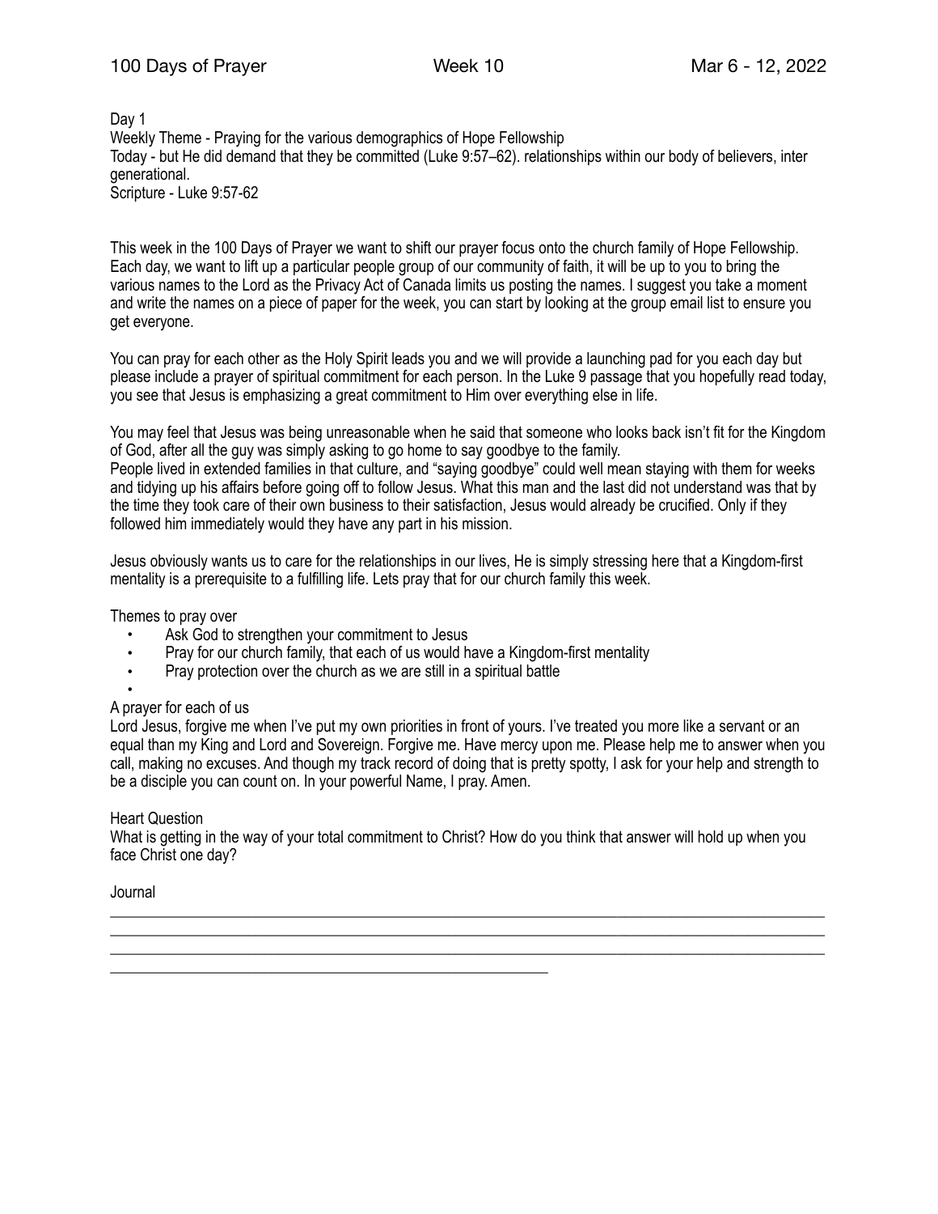Day 1
Weekly Theme - Praying for the various demographics of Hope Fellowship
Today - but He did demand that they be committed (Luke 9:57–62). relationships within our body of believers, inter generational.
Scripture - Luke 9:57-62

This week in the 100 Days of Prayer we want to shift our prayer focus onto the church family of Hope Fellowship. Each day, we want to lift up a particular people group of our community of faith, it will be up to you to bring the various names to the Lord as the Privacy Act of Canada limits us posting the names. I suggest you take a moment and write the names on a piece of paper for the week, you can start by looking at the group email list to ensure you get everyone.

You can pray for each other as the Holy Spirit leads you and we will provide a launching pad for you each day but please include a prayer of spiritual commitment for each person. In the Luke 9 passage that you hopefully read today, you see that Jesus is emphasizing a great commitment to Him over everything else in life.

You may feel that Jesus was being unreasonable when he said that someone who looks back isn't fit for the Kingdom of God, after all the guy was simply asking to go home to say goodbye to the family.
People lived in extended families in that culture, and "saying goodbye" could well mean staying with them for weeks and tidying up his affairs before going off to follow Jesus. What this man and the last did not understand was that by the time they took care of their own business to their satisfaction, Jesus would already be crucified. Only if they followed him immediately would they have any part in his mission.

Jesus obviously wants us to care for the relationships in our lives, He is simply stressing here that a Kingdom-first mentality is a prerequisite to a fulfilling life. Lets pray that for our church family this week.

Themes to pray over

- Ask God to strengthen your commitment to Jesus
- Pray for our church family, that each of us would have a Kingdom-first mentality
- Pray protection over the church as we are still in a spiritual battle
-

A prayer for each of us
Lord Jesus, forgive me when I've put my own priorities in front of yours. I've treated you more like a servant or an equal than my King and Lord and Sovereign. Forgive me. Have mercy upon me. Please help me to answer when you call, making no excuses. And though my track record of doing that is pretty spotty, I ask for your help and strength to be a disciple you can count on. In your powerful Name, I pray. Amen.

Heart Question
What is getting in the way of your total commitment to Christ? How do you think that answer will hold up when you face Christ one day?

Journal

______________________________________________________________________________
______________________________________________________________________________
______________________________________________________________________________
________________________________________________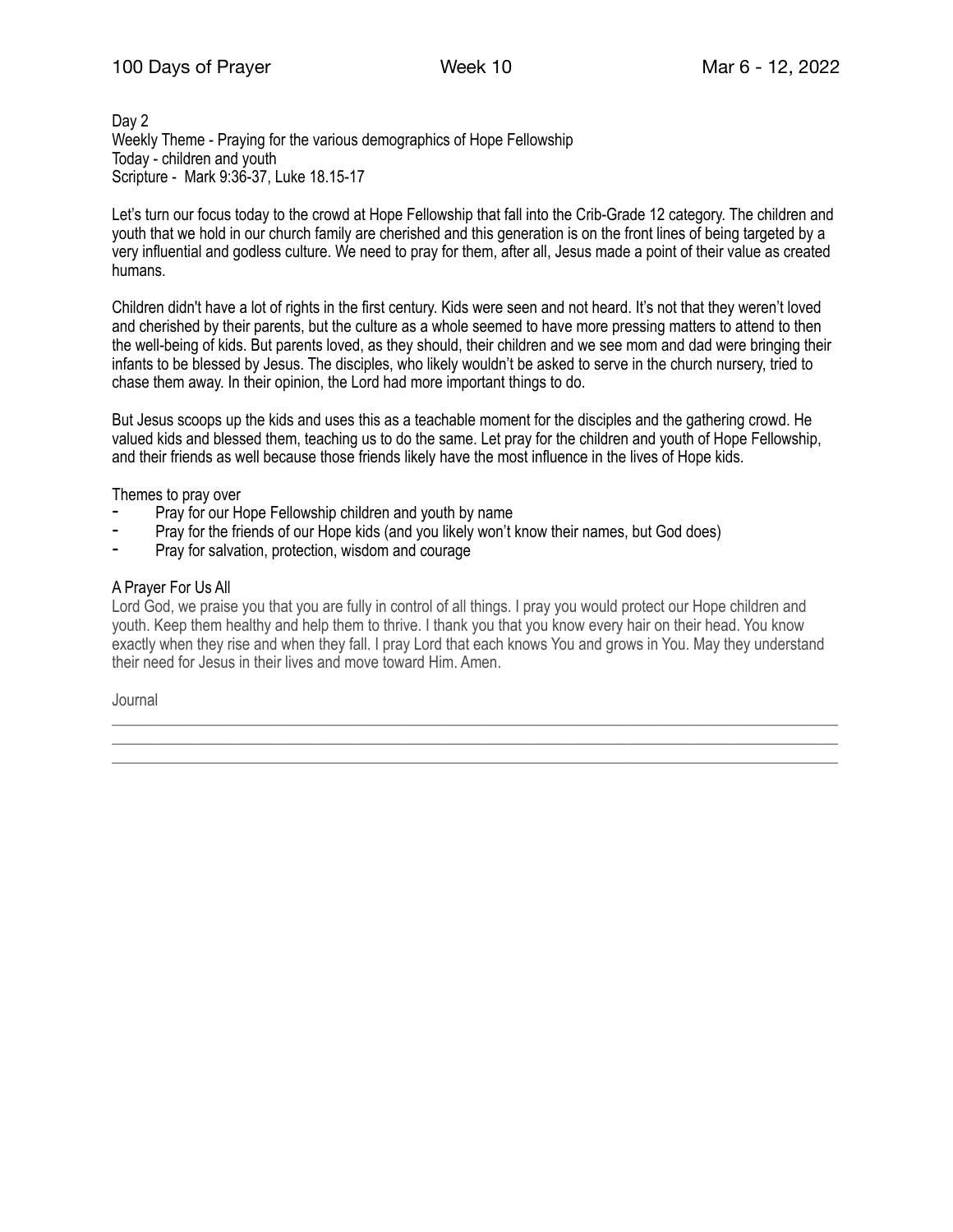Day 2
Weekly Theme - Praying for the various demographics of Hope Fellowship
Today - children and youth
Scripture - Mark 9:36-37, Luke 18.15-17

Let's turn our focus today to the crowd at Hope Fellowship that fall into the Crib-Grade 12 category. The children and youth that we hold in our church family are cherished and this generation is on the front lines of being targeted by a very influential and godless culture. We need to pray for them, after all, Jesus made a point of their value as created humans.

Children didn't have a lot of rights in the first century. Kids were seen and not heard. It's not that they weren't loved and cherished by their parents, but the culture as a whole seemed to have more pressing matters to attend to then the well-being of kids. But parents loved, as they should, their children and we see mom and dad were bringing their infants to be blessed by Jesus. The disciples, who likely wouldn't be asked to serve in the church nursery, tried to chase them away. In their opinion, the Lord had more important things to do.

But Jesus scoops up the kids and uses this as a teachable moment for the disciples and the gathering crowd. He valued kids and blessed them, teaching us to do the same. Let pray for the children and youth of Hope Fellowship, and their friends as well because those friends likely have the most influence in the lives of Hope kids.

Themes to pray over

- Pray for our Hope Fellowship children and youth by name
- Pray for the friends of our Hope kids (and you likely won't know their names, but God does)
- Pray for salvation, protection, wisdom and courage

A Prayer For Us All

Lord God, we praise you that you are fully in control of all things. I pray you would protect our Hope children and youth. Keep them healthy and help them to thrive. I thank you that you know every hair on their head. You know exactly when they rise and when they fall. I pray Lord that each knows You and grows in You. May they understand their need for Jesus in their lives and move toward Him. Amen.

Journal

______________________________________________________________________________

______________________________________________________________________________

______________________________________________________________________________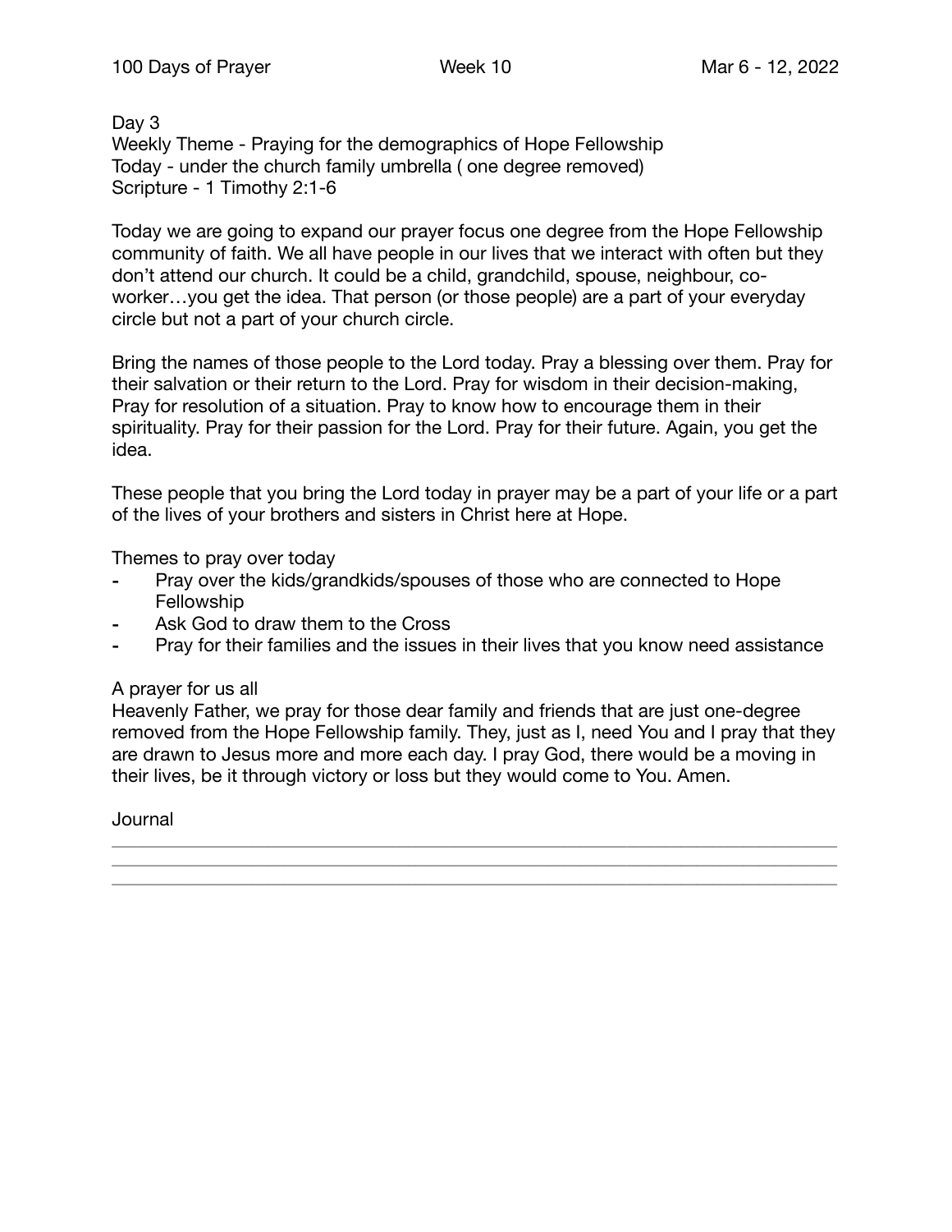Day 3

Weekly Theme - Praying for the demographics of Hope Fellowship

Today - under the church family umbrella ( one degree removed)

Scripture - 1 Timothy 2:1-6

Today we are going to expand our prayer focus one degree from the Hope Fellowship community of faith. We all have people in our lives that we interact with often but they don't attend our church. It could be a child, grandchild, spouse, neighbour, co-worker…you get the idea. That person (or those people) are a part of your everyday circle but not a part of your church circle.

Bring the names of those people to the Lord today. Pray a blessing over them. Pray for their salvation or their return to the Lord. Pray for wisdom in their decision-making, Pray for resolution of a situation. Pray to know how to encourage them in their spirituality. Pray for their passion for the Lord. Pray for their future. Again, you get the idea.

These people that you bring the Lord today in prayer may be a part of your life or a part of the lives of your brothers and sisters in Christ here at Hope.

Themes to pray over today

- Pray over the kids/grandkids/spouses of those who are connected to Hope Fellowship
- Ask God to draw them to the Cross
- Pray for their families and the issues in their lives that you know need assistance

A prayer for us all

Heavenly Father, we pray for those dear family and friends that are just one-degree removed from the Hope Fellowship family. They, just as I, need You and I pray that they are drawn to Jesus more and more each day. I pray God, there would be a moving in their lives, be it through victory or loss but they would come to You. Amen.

Journal

---

---

---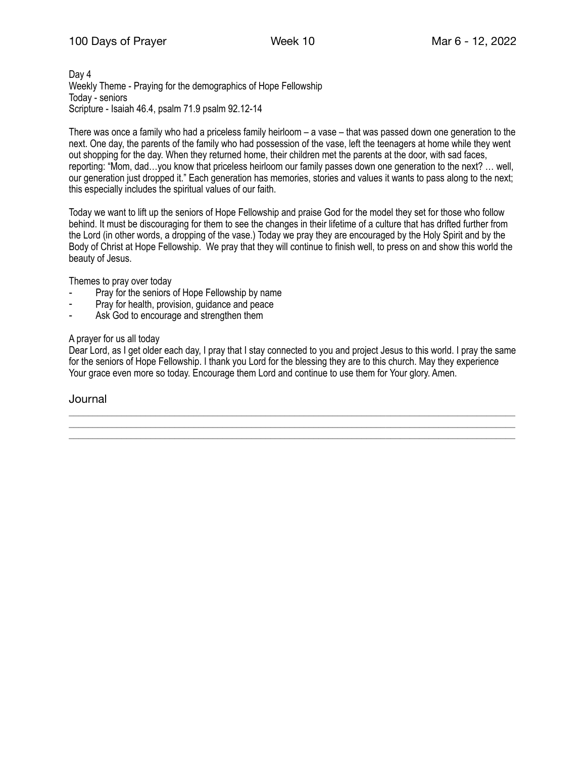Day 4
Weekly Theme - Praying for the demographics of Hope Fellowship
Today - seniors
Scripture - Isaiah 46.4, psalm 71.9 psalm 92.12-14

There was once a family who had a priceless family heirloom – a vase – that was passed down one generation to the next. One day, the parents of the family who had possession of the vase, left the teenagers at home while they went out shopping for the day. When they returned home, their children met the parents at the door, with sad faces, reporting: "Mom, dad…you know that priceless heirloom our family passes down one generation to the next? … well, our generation just dropped it." Each generation has memories, stories and values it wants to pass along to the next; this especially includes the spiritual values of our faith.

Today we want to lift up the seniors of Hope Fellowship and praise God for the model they set for those who follow behind. It must be discouraging for them to see the changes in their lifetime of a culture that has drifted further from the Lord (in other words, a dropping of the vase.) Today we pray they are encouraged by the Holy Spirit and by the Body of Christ at Hope Fellowship. We pray that they will continue to finish well, to press on and show this world the beauty of Jesus.

Themes to pray over today

- Pray for the seniors of Hope Fellowship by name
- Pray for health, provision, guidance and peace
- Ask God to encourage and strengthen them

A prayer for us all today
Dear Lord, as I get older each day, I pray that I stay connected to you and project Jesus to this world. I pray the same for the seniors of Hope Fellowship. I thank you Lord for the blessing they are to this church. May they experience Your grace even more so today. Encourage them Lord and continue to use them for Your glory. Amen.

## Journal

---

---

---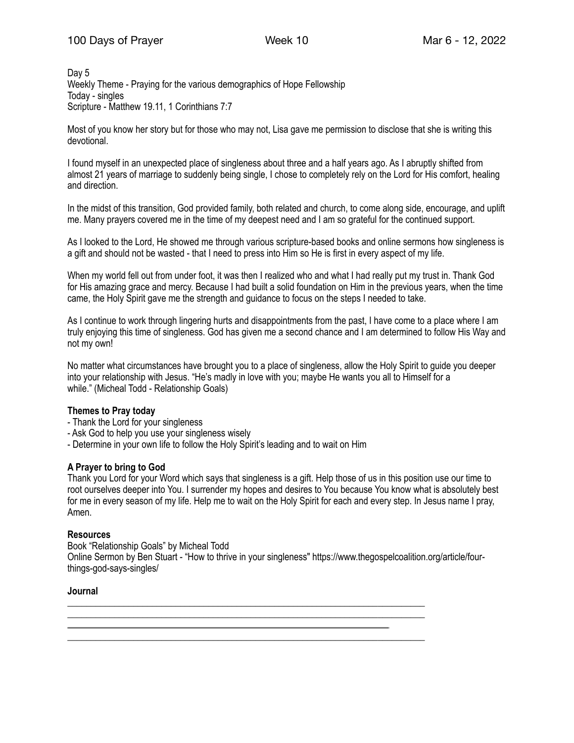Day 5
Weekly Theme - Praying for the various demographics of Hope Fellowship
Today - singles
Scripture - Matthew 19.11, 1 Corinthians 7:7

Most of you know her story but for those who may not, Lisa gave me permission to disclose that she is writing this devotional.

I found myself in an unexpected place of singleness about three and a half years ago. As I abruptly shifted from almost 21 years of marriage to suddenly being single, I chose to completely rely on the Lord for His comfort, healing and direction.

In the midst of this transition, God provided family, both related and church, to come along side, encourage, and uplift me. Many prayers covered me in the time of my deepest need and I am so grateful for the continued support.

As I looked to the Lord, He showed me through various scripture-based books and online sermons how singleness is a gift and should not be wasted - that I need to press into Him so He is first in every aspect of my life.

When my world fell out from under foot, it was then I realized who and what I had really put my trust in. Thank God for His amazing grace and mercy. Because I had built a solid foundation on Him in the previous years, when the time came, the Holy Spirit gave me the strength and guidance to focus on the steps I needed to take.

As I continue to work through lingering hurts and disappointments from the past, I have come to a place where I am truly enjoying this time of singleness. God has given me a second chance and I am determined to follow His Way and not my own!

No matter what circumstances have brought you to a place of singleness, allow the Holy Spirit to guide you deeper into your relationship with Jesus. "He's madly in love with you; maybe He wants you all to Himself for a while." (Micheal Todd - Relationship Goals)

**Themes to Pray today**

- Thank the Lord for your singleness
- Ask God to help you use your singleness wisely
- Determine in your own life to follow the Holy Spirit's leading and to wait on Him

**A Prayer to bring to God**

Thank you Lord for your Word which says that singleness is a gift. Help those of us in this position use our time to root ourselves deeper into You. I surrender my hopes and desires to You because You know what is absolutely best for me in every season of my life. Help me to wait on the Holy Spirit for each and every step. In Jesus name I pray, Amen.

**Resources**

Book "Relationship Goals" by Micheal Todd
Online Sermon by Ben Stuart - "How to thrive in your singleness" https://www.thegospelcoalition.org/article/four-things-god-says-singles/

**Journal**

___________________________________________________________________________
___________________________________________________________________________
___________________________________________________________________________
___________________________________________________________________________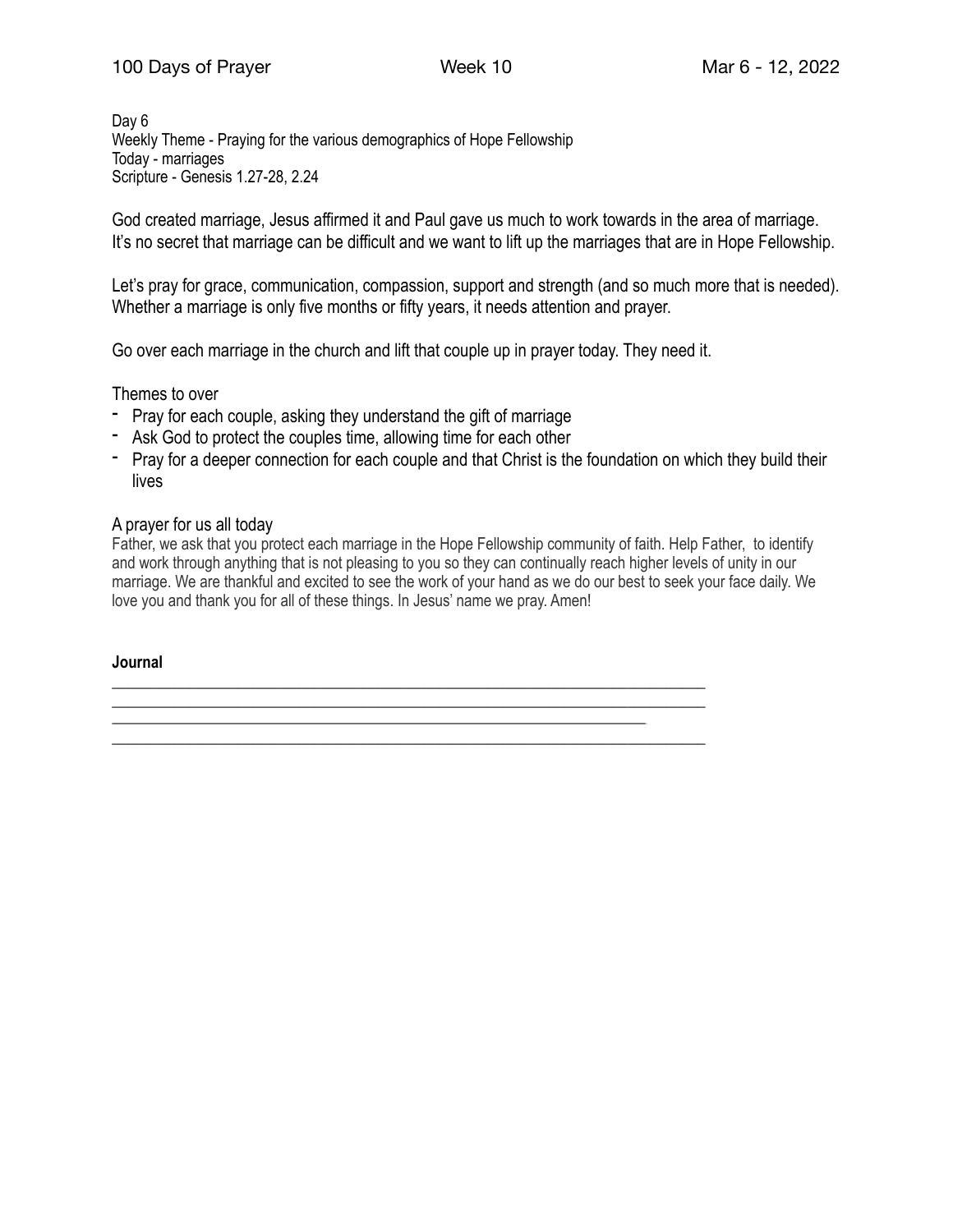Day 6
Weekly Theme - Praying for the various demographics of Hope Fellowship
Today - marriages
Scripture - Genesis 1.27-28, 2.24

God created marriage, Jesus affirmed it and Paul gave us much to work towards in the area of marriage. It's no secret that marriage can be difficult and we want to lift up the marriages that are in Hope Fellowship.

Let's pray for grace, communication, compassion, support and strength (and so much more that is needed). Whether a marriage is only five months or fifty years, it needs attention and prayer.

Go over each marriage in the church and lift that couple up in prayer today. They need it.

Themes to over

- Pray for each couple, asking they understand the gift of marriage
- Ask God to protect the couples time, allowing time for each other
- Pray for a deeper connection for each couple and that Christ is the foundation on which they build their lives

A prayer for us all today

Father, we ask that you protect each marriage in the Hope Fellowship community of faith. Help Father, to identify and work through anything that is not pleasing to you so they can continually reach higher levels of unity in our marriage. We are thankful and excited to see the work of your hand as we do our best to seek your face daily. We love you and thank you for all of these things. In Jesus' name we pray. Amen!

**Journal**

______________________________________________________________________________
______________________________________________________________________________
______________________________________________________________________________
______________________________________________________________________________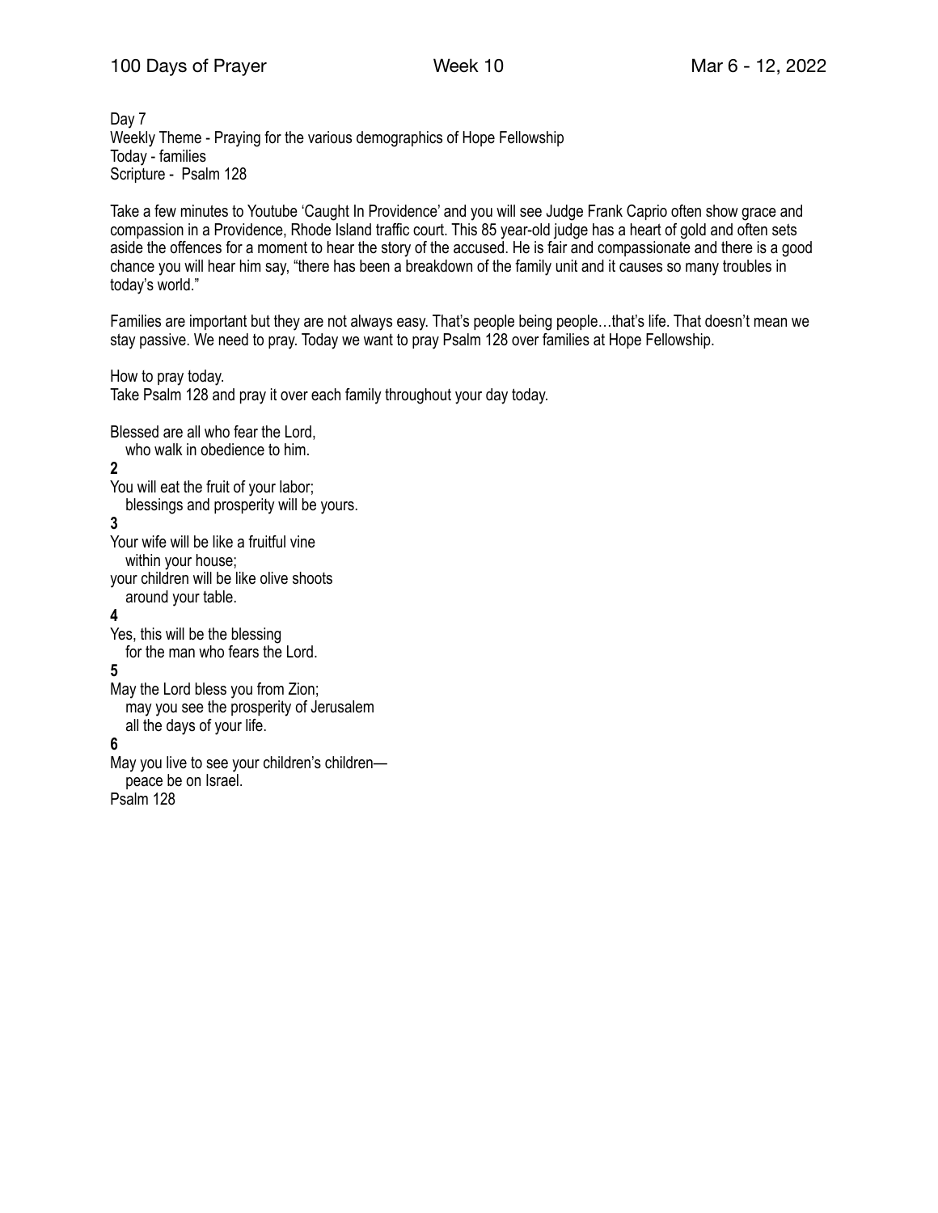Day 7
Weekly Theme - Praying for the various demographics of Hope Fellowship
Today - families
Scripture - Psalm 128

Take a few minutes to Youtube 'Caught In Providence' and you will see Judge Frank Caprio often show grace and compassion in a Providence, Rhode Island traffic court. This 85 year-old judge has a heart of gold and often sets aside the offences for a moment to hear the story of the accused. He is fair and compassionate and there is a good chance you will hear him say, "there has been a breakdown of the family unit and it causes so many troubles in today's world."

Families are important but they are not always easy. That's people being people…that's life. That doesn't mean we stay passive. We need to pray. Today we want to pray Psalm 128 over families at Hope Fellowship.

How to pray today.
Take Psalm 128 and pray it over each family throughout your day today.

Blessed are all who fear the Lord,
  who walk in obedience to him.

**2**

You will eat the fruit of your labor;
  blessings and prosperity will be yours.

**3**

Your wife will be like a fruitful vine
  within your house;
your children will be like olive shoots
  around your table.

**4**

Yes, this will be the blessing
  for the man who fears the Lord.

**5**

May the Lord bless you from Zion;
  may you see the prosperity of Jerusalem
  all the days of your life.

**6**

May you live to see your children's children—
  peace be on Israel.

Psalm 128